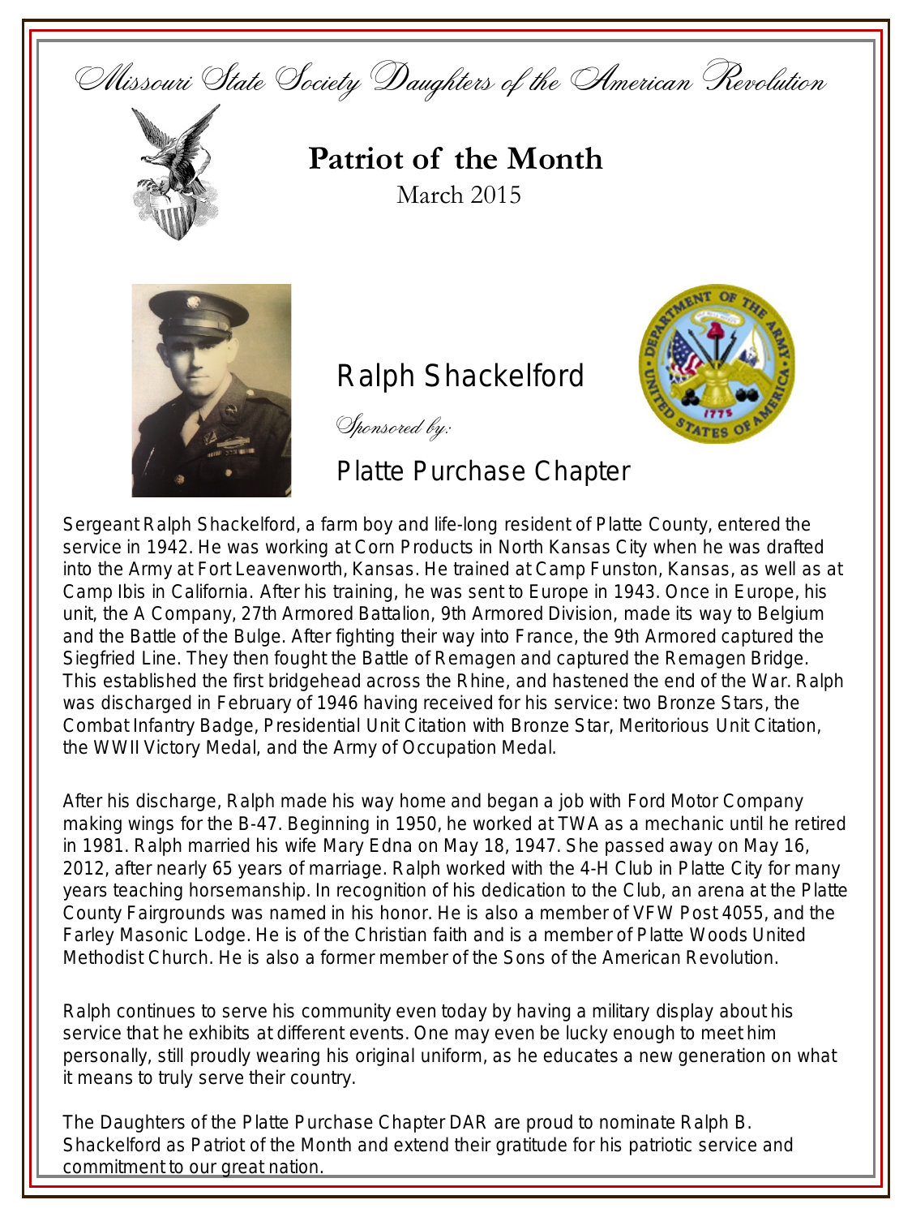Missouri State Society Daughters of the American Revolution

# Patriot of the Month

March 2015

## Ralph Shackelford

*Sponsored by:*

Platte Purchase Chapter

Sergeant Ralph Shackelford, a farm boy and life-long resident of Platte County, entered the service in 1942. He was working at Corn Products in North Kansas City when he was drafted into the Army at Fort Leavenworth, Kansas. He trained at Camp Funston, Kansas, as well as at Camp Ibis in California. After his training, he was sent to Europe in 1943. Once in Europe, his unit, the A Company, 27th Armored Battalion, 9th Armored Division, made its way to Belgium and the Battle of the Bulge. After fighting their way into France, the 9th Armored captured the Siegfried Line. They then fought the Battle of Remagen and captured the Remagen Bridge. This established the first bridgehead across the Rhine, and hastened the end of the War. Ralph was discharged in February of 1946 having received for his service: two Bronze Stars, the Combat Infantry Badge, Presidential Unit Citation with Bronze Star, Meritorious Unit Citation, the WWII Victory Medal, and the Army of Occupation Medal.

After his discharge, Ralph made his way home and began a job with Ford Motor Company making wings for the B-47. Beginning in 1950, he worked at TWA as a mechanic until he retired in 1981. Ralph married his wife Mary Edna on May 18, 1947. She passed away on May 16, 2012, after nearly 65 years of marriage. Ralph worked with the 4-H Club in Platte City for many years teaching horsemanship. In recognition of his dedication to the Club, an arena at the Platte County Fairgrounds was named in his honor. He is also a member of VFW Post 4055, and the Farley Masonic Lodge. He is of the Christian faith and is a member of Platte Woods United Methodist Church. He is also a former member of the Sons of the American Revolution.

Ralph continues to serve his community even today by having a military display about his service that he exhibits at different events. One may even be lucky enough to meet him personally, still proudly wearing his original uniform, as he educates a new generation on what it means to truly serve their country.

The Daughters of the Platte Purchase Chapter DAR are proud to nominate Ralph B. Shackelford as Patriot of the Month and extend their gratitude for his patriotic service and commitment to our great nation.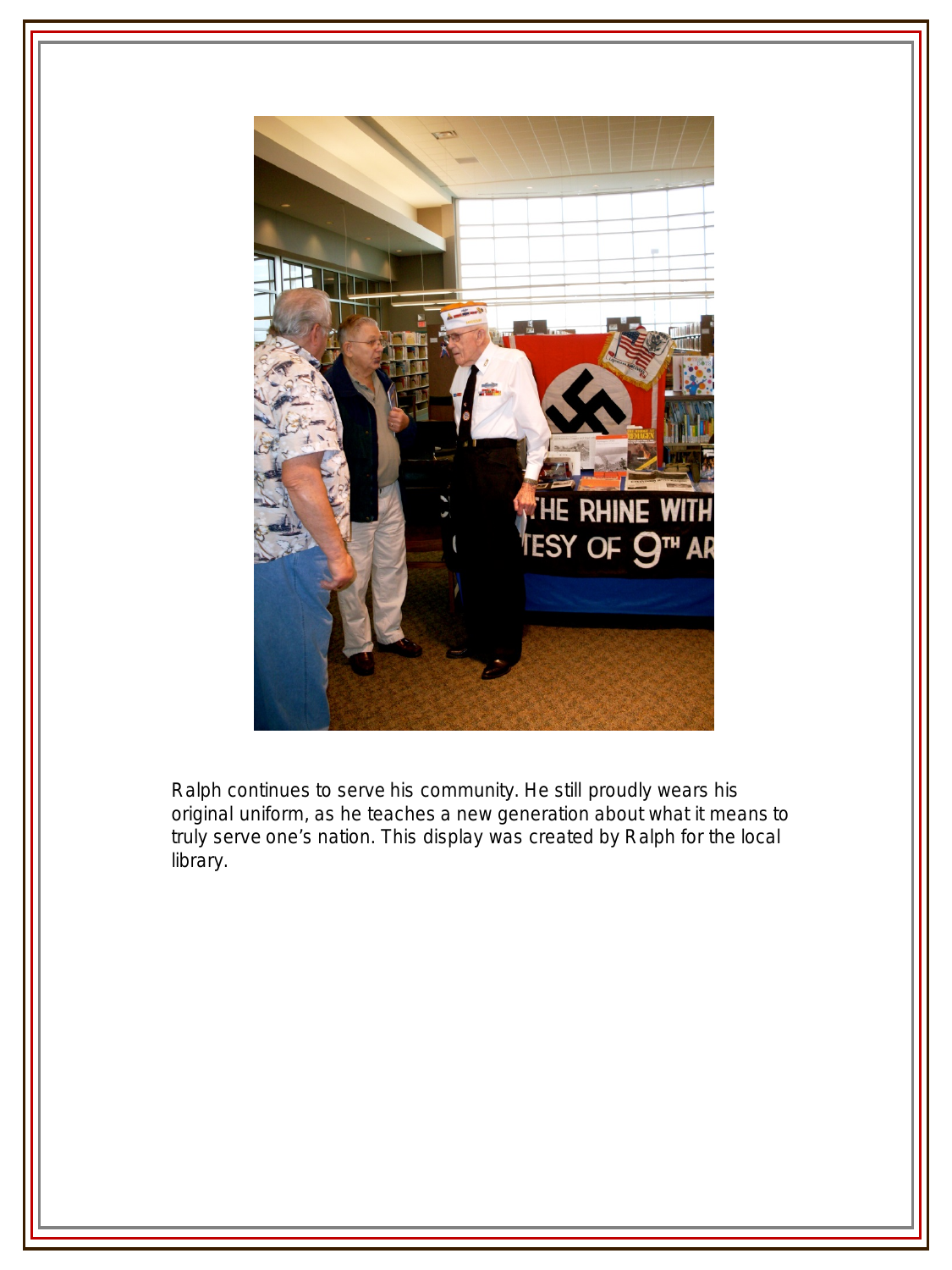Ralph continues to serve his community. He still proudly wears his original uniform, as he teaches a new generation about what it means to truly serve one's nation. This display was created by Ralph for the local library.